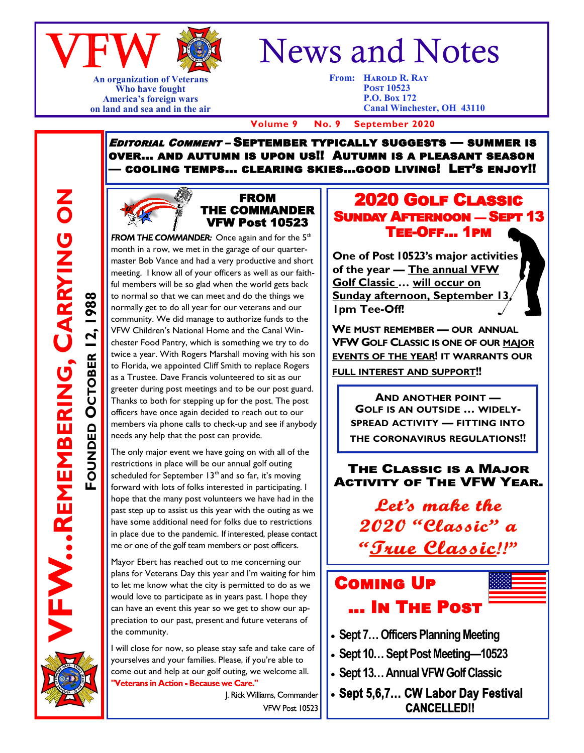# VFW News and Notes

An organization of Veterans
Who have fought
America's foreign wars
on land and sea and in the air

From: Harold R. Ray
Post 10523
P.O. Box 172
Canal Winchester, OH 43110

Volume 9 No. 9 September 2020

VFW…Remembering, Carrying On

Founded October 12, 1988

***Editorial Comment*** – **September typically suggests — summer is over… and autumn is upon us!! Autumn is a pleasant season — cooling temps… clearing skies…good living! Let's enjoy!!**

## From the Commander VFW Post 10523

***FROM THE COMMANDER:*** Once again and for the 5th month in a row, we met in the garage of our quartermaster Bob Vance and had a very productive and short meeting. I know all of your officers as well as our faithful members will be so glad when the world gets back to normal so that we can meet and do the things we normally get to do all year for our veterans and our community. We did manage to authorize funds to the VFW Children's National Home and the Canal Winchester Food Pantry, which is something we try to do twice a year. With Rogers Marshall moving with his son to Florida, we appointed Cliff Smith to replace Rogers as a Trustee. Dave Francis volunteered to sit as our greeter during post meetings and to be our post guard. Thanks to both for stepping up for the post. The post officers have once again decided to reach out to our members via phone calls to check-up and see if anybody needs any help that the post can provide.

The only major event we have going on with all of the restrictions in place will be our annual golf outing scheduled for September 13th and so far, it's moving forward with lots of folks interested in participating. I hope that the many post volunteers we have had in the past step up to assist us this year with the outing as we have some additional need for folks due to restrictions in place due to the pandemic. If interested, please contact me or one of the golf team members or post officers.

Mayor Ebert has reached out to me concerning our plans for Veterans Day this year and I'm waiting for him to let me know what the city is permitted to do as we would love to participate as in years past. I hope they can have an event this year so we get to show our appreciation to our past, present and future veterans of the community.

I will close for now, so please stay safe and take care of yourselves and your families. Please, if you're able to come out and help at our golf outing, we welcome all.
**"Veterans in Action - Because we Care."**

J. Rick Williams, Commander
VFW Post 10523

## 2020 Golf Classic
### Sunday Afternoon — Sept 13
### Tee-Off… 1pm

**One of Post 10523's major activities of the year — <u>The annual VFW Golf Classic</u> … <u>will occur on Sunday afternoon, September 13</u>, 1pm Tee-Off!**

**We must remember — our annual VFW Golf Classic is one of our <u>major events of the year</u>! It warrants our <u>full interest and support</u>!!**

**And another point — Golf is an outside … widely-spread activity — fitting into the coronavirus regulations!!**

**The Classic is a Major Activity of The VFW Year.**

***Let's make the 2020 "Classic" a "<u>True Classic</u>!!"***

## Coming Up … In The Post

- **Sept 7… Officers Planning Meeting**
- **Sept 10… Sept Post Meeting—10523**
- **Sept 13… Annual VFW Golf Classic**
- **Sept 5,6,7… CW Labor Day Festival CANCELLED!!**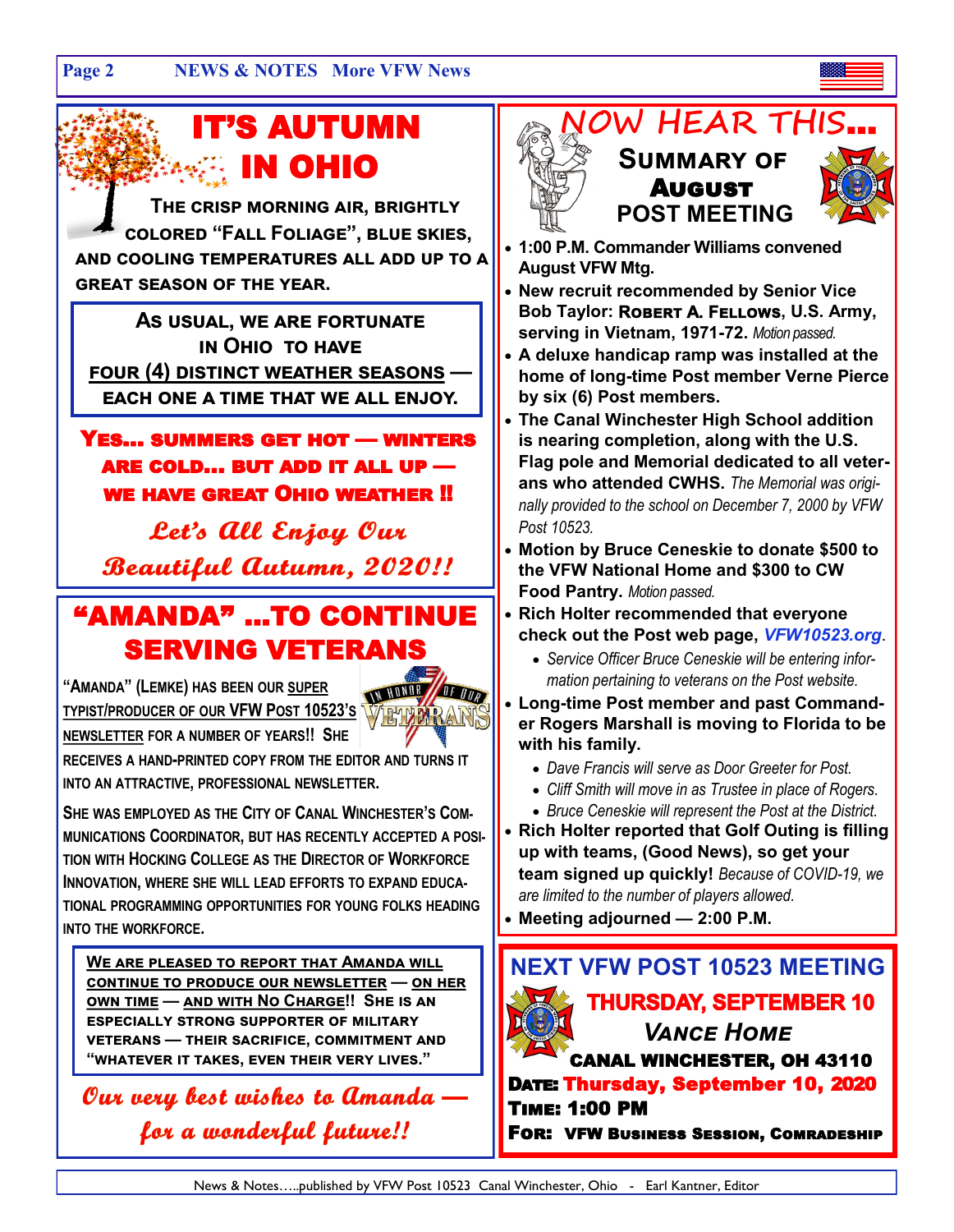# It's Autumn in Ohio

**The crisp morning air, brightly colored "Fall Foliage", blue skies, and cooling temperatures all add up to a great season of the year.**

**As usual, we are fortunate in Ohio to have four (4) distinct weather seasons — each one a time that we all enjoy.**

**Yes... Summers get hot — winters are cold... but add it all up — we have great Ohio weather !!**

***Let's All Enjoy Our Beautiful Autumn, 2020!!***

# "Amanda" ...To Continue Serving Veterans

"Amanda" (Lemke) has been our super typist/producer of our VFW Post 10523's newsletter for a number of years!! She receives a hand-printed copy from the editor and turns it into an attractive, professional newsletter.

She was employed as the City of Canal Winchester's Communications Coordinator, but has recently accepted a position with Hocking College as the Director of Workforce Innovation, where she will lead efforts to expand educational programming opportunities for young folks heading into the workforce.

**We are pleased to report that Amanda will continue to produce our newsletter — on her own time — and with No Charge!! She is an especially strong supporter of military veterans — their sacrifice, commitment and "whatever it takes, even their very lives."**

***Our very best wishes to Amanda — for a wonderful future!!***

# Now Hear This...

## Summary of August Post Meeting

- **1:00 P.M. Commander Williams convened August VFW Mtg.**
- **New recruit recommended by Senior Vice Bob Taylor: Robert A. Fellows, U.S. Army, serving in Vietnam, 1971-72.** *Motion passed.*
- **A deluxe handicap ramp was installed at the home of long-time Post member Verne Pierce by six (6) Post members.**
- **The Canal Winchester High School addition is nearing completion, along with the U.S. Flag pole and Memorial dedicated to all veterans who attended CWHS.** *The Memorial was originally provided to the school on December 7, 2000 by VFW Post 10523.*
- **Motion by Bruce Ceneskie to donate $500 to the VFW National Home and $300 to CW Food Pantry.** *Motion passed.*
- **Rich Holter recommended that everyone check out the Post web page, *VFW10523.org*.**
  - *Service Officer Bruce Ceneskie will be entering information pertaining to veterans on the Post website.*
- **Long-time Post member and past Commander Rogers Marshall is moving to Florida to be with his family.**
  - *Dave Francis will serve as Door Greeter for Post.*
  - *Cliff Smith will move in as Trustee in place of Rogers.*
  - *Bruce Ceneskie will represent the Post at the District.*
- **Rich Holter reported that Golf Outing is filling up with teams, (Good News), so get your team signed up quickly!** *Because of COVID-19, we are limited to the number of players allowed.*
- **Meeting adjourned — 2:00 P.M.**

## Next VFW Post 10523 Meeting

**Thursday, September 10**

***Vance Home***

**Canal Winchester, OH 43110**

**Date: Thursday, September 10, 2020**

**Time: 1:00 PM**

**For: VFW Business Session, Comradeship**

News & Notes…..published by VFW Post 10523 Canal Winchester, Ohio - Earl Kantner, Editor